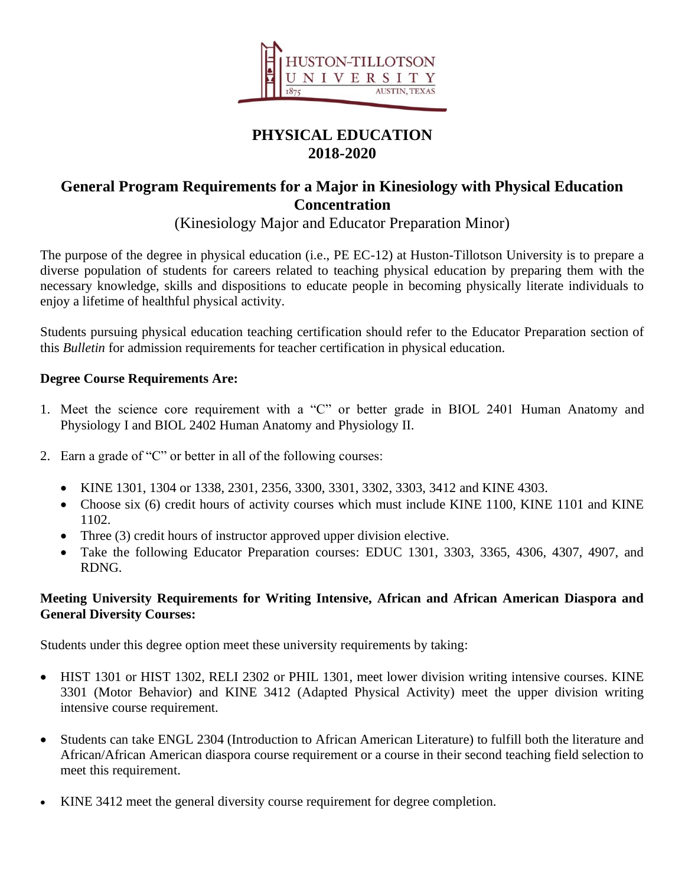# PHYSICAL EDUCATION
# 2018-2020

## General Program Requirements for a Major in Kinesiology with Physical Education Concentration

(Kinesiology Major and Educator Preparation Minor)

The purpose of the degree in physical education (i.e., PE EC-12) at Huston-Tillotson University is to prepare a diverse population of students for careers related to teaching physical education by preparing them with the necessary knowledge, skills and dispositions to educate people in becoming physically literate individuals to enjoy a lifetime of healthful physical activity.

Students pursuing physical education teaching certification should refer to the Educator Preparation section of this *Bulletin* for admission requirements for teacher certification in physical education.

**Degree Course Requirements Are:**

1. Meet the science core requirement with a "C" or better grade in BIOL 2401 Human Anatomy and Physiology I and BIOL 2402 Human Anatomy and Physiology II.

2. Earn a grade of "C" or better in all of the following courses:

   - KINE 1301, 1304 or 1338, 2301, 2356, 3300, 3301, 3302, 3303, 3412 and KINE 4303.
   - Choose six (6) credit hours of activity courses which must include KINE 1100, KINE 1101 and KINE 1102.
   - Three (3) credit hours of instructor approved upper division elective.
   - Take the following Educator Preparation courses: EDUC 1301, 3303, 3365, 4306, 4307, 4907, and RDNG.

**Meeting University Requirements for Writing Intensive, African and African American Diaspora and General Diversity Courses:**

Students under this degree option meet these university requirements by taking:

- HIST 1301 or HIST 1302, RELI 2302 or PHIL 1301, meet lower division writing intensive courses. KINE 3301 (Motor Behavior) and KINE 3412 (Adapted Physical Activity) meet the upper division writing intensive course requirement.

- Students can take ENGL 2304 (Introduction to African American Literature) to fulfill both the literature and African/African American diaspora course requirement or a course in their second teaching field selection to meet this requirement.

- KINE 3412 meet the general diversity course requirement for degree completion.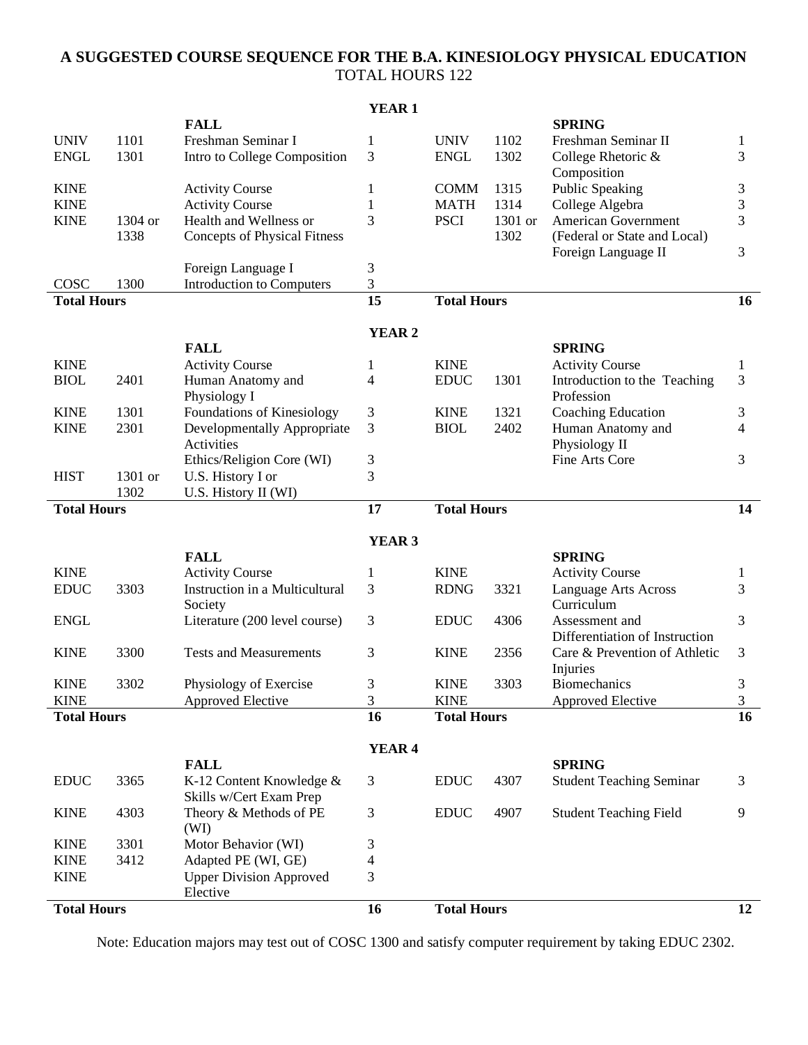## A SUGGESTED COURSE SEQUENCE FOR THE B.A. KINESIOLOGY PHYSICAL EDUCATION

TOTAL HOURS 122

### YEAR 1

| | | FALL | | | | SPRING | |
|---|---|---|---|---|---|---|---|
| UNIV | 1101 | Freshman Seminar I | 1 | UNIV | 1102 | Freshman Seminar II | 1 |
| ENGL | 1301 | Intro to College Composition | 3 | ENGL | 1302 | College Rhetoric & Composition | 3 |
| KINE | | Activity Course | 1 | COMM | 1315 | Public Speaking | 3 |
| KINE | | Activity Course | 1 | MATH | 1314 | College Algebra | 3 |
| KINE | 1304 or 1338 | Health and Wellness or Concepts of Physical Fitness | 3 | PSCI | 1301 or 1302 | American Government (Federal or State and Local) | 3 |
| | | Foreign Language I | 3 | | | Foreign Language II | 3 |
| COSC | 1300 | Introduction to Computers | 3 | | | | |
| **Total Hours** | | | **15** | **Total Hours** | | | **16** |

### YEAR 2

| | | FALL | | | | SPRING | |
|---|---|---|---|---|---|---|---|
| KINE | | Activity Course | 1 | KINE | | Activity Course | 1 |
| BIOL | 2401 | Human Anatomy and Physiology I | 4 | EDUC | 1301 | Introduction to the Teaching Profession | 3 |
| KINE | 1301 | Foundations of Kinesiology | 3 | KINE | 1321 | Coaching Education | 3 |
| KINE | 2301 | Developmentally Appropriate Activities | 3 | BIOL | 2402 | Human Anatomy and Physiology II | 4 |
| | | Ethics/Religion Core (WI) | 3 | | | Fine Arts Core | 3 |
| HIST | 1301 or 1302 | U.S. History I or U.S. History II (WI) | 3 | | | | |
| **Total Hours** | | | **17** | **Total Hours** | | | **14** |

### YEAR 3

| | | FALL | | | | SPRING | |
|---|---|---|---|---|---|---|---|
| KINE | | Activity Course | 1 | KINE | | Activity Course | 1 |
| EDUC | 3303 | Instruction in a Multicultural Society | 3 | RDNG | 3321 | Language Arts Across Curriculum | 3 |
| ENGL | | Literature (200 level course) | 3 | EDUC | 4306 | Assessment and Differentiation of Instruction | 3 |
| KINE | 3300 | Tests and Measurements | 3 | KINE | 2356 | Care & Prevention of Athletic Injuries | 3 |
| KINE | 3302 | Physiology of Exercise | 3 | KINE | 3303 | Biomechanics | 3 |
| KINE | | Approved Elective | 3 | KINE | | Approved Elective | 3 |
| **Total Hours** | | | **16** | **Total Hours** | | | **16** |

### YEAR 4

| | | FALL | | | | SPRING | |
|---|---|---|---|---|---|---|---|
| EDUC | 3365 | K-12 Content Knowledge & Skills w/Cert Exam Prep | 3 | EDUC | 4307 | Student Teaching Seminar | 3 |
| KINE | 4303 | Theory & Methods of PE (WI) | 3 | EDUC | 4907 | Student Teaching Field | 9 |
| KINE | 3301 | Motor Behavior (WI) | 3 | | | | |
| KINE | 3412 | Adapted PE (WI, GE) | 4 | | | | |
| KINE | | Upper Division Approved Elective | 3 | | | | |
| **Total Hours** | | | **16** | **Total Hours** | | | **12** |

Note: Education majors may test out of COSC 1300 and satisfy computer requirement by taking EDUC 2302.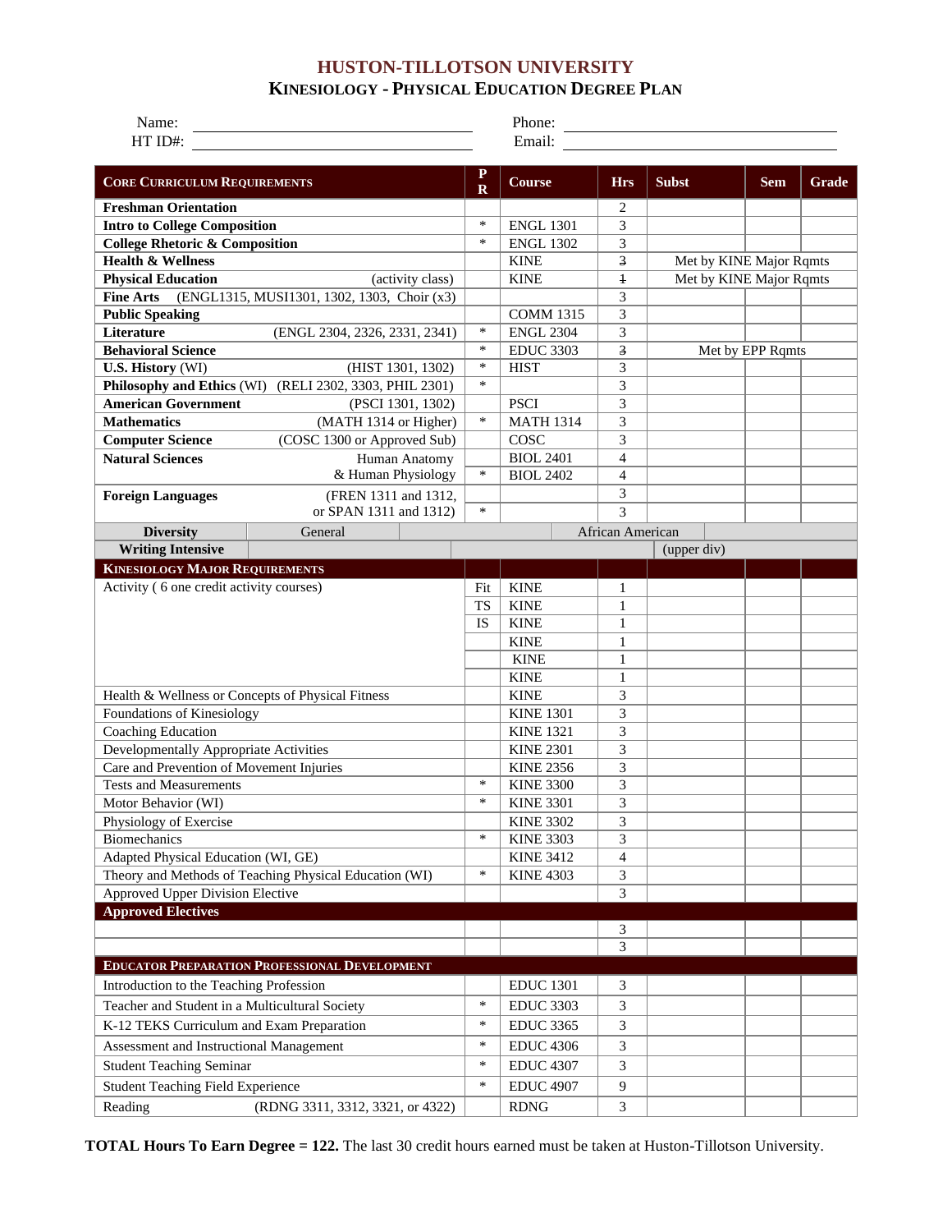# HUSTON-TILLOTSON UNIVERSITY
## KINESIOLOGY - PHYSICAL EDUCATION DEGREE PLAN

Name: ______________________ Phone: ______________________

HT ID#: ______________________ Email: ______________________

| CORE CURRICULUM REQUIREMENTS | PR | Course | Hrs | Subst | Sem | Grade |
|---|---|---|---|---|---|---|
| **Freshman Orientation** | | | 2 | | | |
| **Intro to College Composition** | * | ENGL 1301 | 3 | | | |
| **College Rhetoric & Composition** | * | ENGL 1302 | 3 | | | |
| **Health & Wellness** | | KINE | ~~3~~ | Met by KINE Major Rqmts | | |
| **Physical Education** (activity class) | | KINE | ~~1~~ | Met by KINE Major Rqmts | | |
| **Fine Arts** (ENGL1315, MUSI1301, 1302, 1303, Choir (x3) | | | 3 | | | |
| **Public Speaking** | | COMM 1315 | 3 | | | |
| **Literature** (ENGL 2304, 2326, 2331, 2341) | * | ENGL 2304 | 3 | | | |
| **Behavioral Science** | * | EDUC 3303 | ~~3~~ | Met by EPP Rqmts | | |
| **U.S. History** (WI) (HIST 1301, 1302) | * | HIST | 3 | | | |
| **Philosophy and Ethics** (WI) (RELI 2302, 3303, PHIL 2301) | * | | 3 | | | |
| **American Government** (PSCI 1301, 1302) | | PSCI | 3 | | | |
| **Mathematics** (MATH 1314 or Higher) | * | MATH 1314 | 3 | | | |
| **Computer Science** (COSC 1300 or Approved Sub) | | COSC | 3 | | | |
| **Natural Sciences** Human Anatomy | | BIOL 2401 | 4 | | | |
| & Human Physiology | * | BIOL 2402 | 4 | | | |
| **Foreign Languages** (FREN 1311 and 1312, | | | 3 | | | |
| or SPAN 1311 and 1312) | * | | 3 | | | |
| **Diversity** General | | | African American | | | |
| **Writing Intensive** | | | | (upper div) | | |
| **KINESIOLOGY MAJOR REQUIREMENTS** | | | | | | |
| Activity ( 6 one credit activity courses) | Fit | KINE | 1 | | | |
| | TS | KINE | 1 | | | |
| | IS | KINE | 1 | | | |
| | | KINE | 1 | | | |
| | | KINE | 1 | | | |
| | | KINE | 1 | | | |
| Health & Wellness or Concepts of Physical Fitness | | KINE | 3 | | | |
| Foundations of Kinesiology | | KINE 1301 | 3 | | | |
| Coaching Education | | KINE 1321 | 3 | | | |
| Developmentally Appropriate Activities | | KINE 2301 | 3 | | | |
| Care and Prevention of Movement Injuries | | KINE 2356 | 3 | | | |
| Tests and Measurements | * | KINE 3300 | 3 | | | |
| Motor Behavior (WI) | * | KINE 3301 | 3 | | | |
| Physiology of Exercise | | KINE 3302 | 3 | | | |
| Biomechanics | * | KINE 3303 | 3 | | | |
| Adapted Physical Education (WI, GE) | | KINE 3412 | 4 | | | |
| Theory and Methods of Teaching Physical Education (WI) | * | KINE 4303 | 3 | | | |
| Approved Upper Division Elective | | | 3 | | | |
| **Approved Electives** | | | | | | |
| | | | 3 | | | |
| | | | 3 | | | |
| **EDUCATOR PREPARATION PROFESSIONAL DEVELOPMENT** | | | | | | |
| Introduction to the Teaching Profession | | EDUC 1301 | 3 | | | |
| Teacher and Student in a Multicultural Society | * | EDUC 3303 | 3 | | | |
| K-12 TEKS Curriculum and Exam Preparation | * | EDUC 3365 | 3 | | | |
| Assessment and Instructional Management | * | EDUC 4306 | 3 | | | |
| Student Teaching Seminar | * | EDUC 4307 | 3 | | | |
| Student Teaching Field Experience | * | EDUC 4907 | 9 | | | |
| Reading (RDNG 3311, 3312, 3321, or 4322) | | RDNG | 3 | | | |

**TOTAL Hours To Earn Degree = 122.** The last 30 credit hours earned must be taken at Huston-Tillotson University.